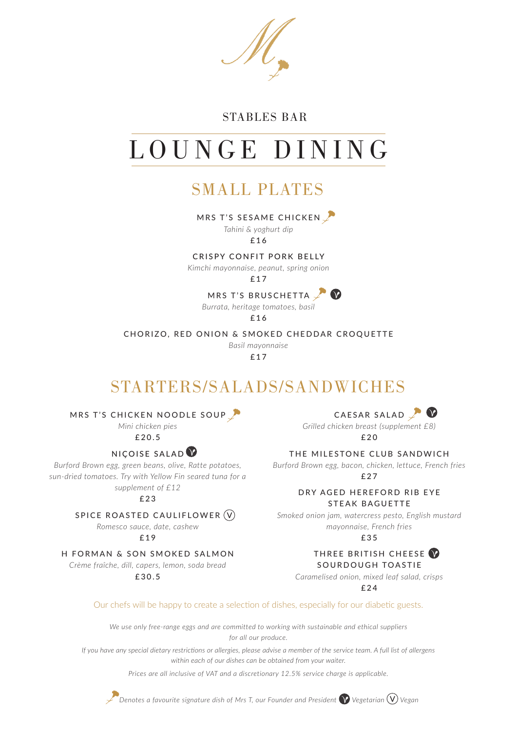STABLES BAR

# LOUNGE DINING

## SMALL PLATES

### MRS T'S SESAME CHICKEN
*Tahini & yoghurt dip*
£16

### CRISPY CONFIT PORK BELLY
*Kimchi mayonnaise, peanut, spring onion*
£17

### MRS T'S BRUSCHETTA
*Burrata, heritage tomatoes, basil*
£16

### CHORIZO, RED ONION & SMOKED CHEDDAR CROQUETTE
*Basil mayonnaise*
£17

## STARTERS/SALADS/SANDWICHES

### MRS T'S CHICKEN NOODLE SOUP
*Mini chicken pies*
£20.5

### NIÇOISE SALAD
*Burford Brown egg, green beans, olive, Ratte potatoes, sun-dried tomatoes. Try with Yellow Fin seared tuna for a supplement of £12*
£23

### SPICE ROASTED CAULIFLOWER (V)
*Romesco sauce, date, cashew*
£19

### H FORMAN & SON SMOKED SALMON
*Crème fraîche, dill, capers, lemon, soda bread*
£30.5

### CAESAR SALAD
*Grilled chicken breast (supplement £8)*
£20

### THE MILESTONE CLUB SANDWICH
*Burford Brown egg, bacon, chicken, lettuce, French fries*
£27

### DRY AGED HEREFORD RIB EYE STEAK BAGUETTE
*Smoked onion jam, watercress pesto, English mustard mayonnaise, French fries*
£35

### THREE BRITISH CHEESE SOURDOUGH TOASTIE
*Caramelised onion, mixed leaf salad, crisps*
£24

Our chefs will be happy to create a selection of dishes, especially for our diabetic guests.

*We use only free-range eggs and are committed to working with sustainable and ethical suppliers for all our produce.*

*If you have any special dietary restrictions or allergies, please advise a member of the service team. A full list of allergens within each of our dishes can be obtained from your waiter.*

*Prices are all inclusive of VAT and a discretionary 12.5% service charge is applicable.*

*Denotes a favourite signature dish of Mrs T, our Founder and President* *Vegetarian* (V) *Vegan*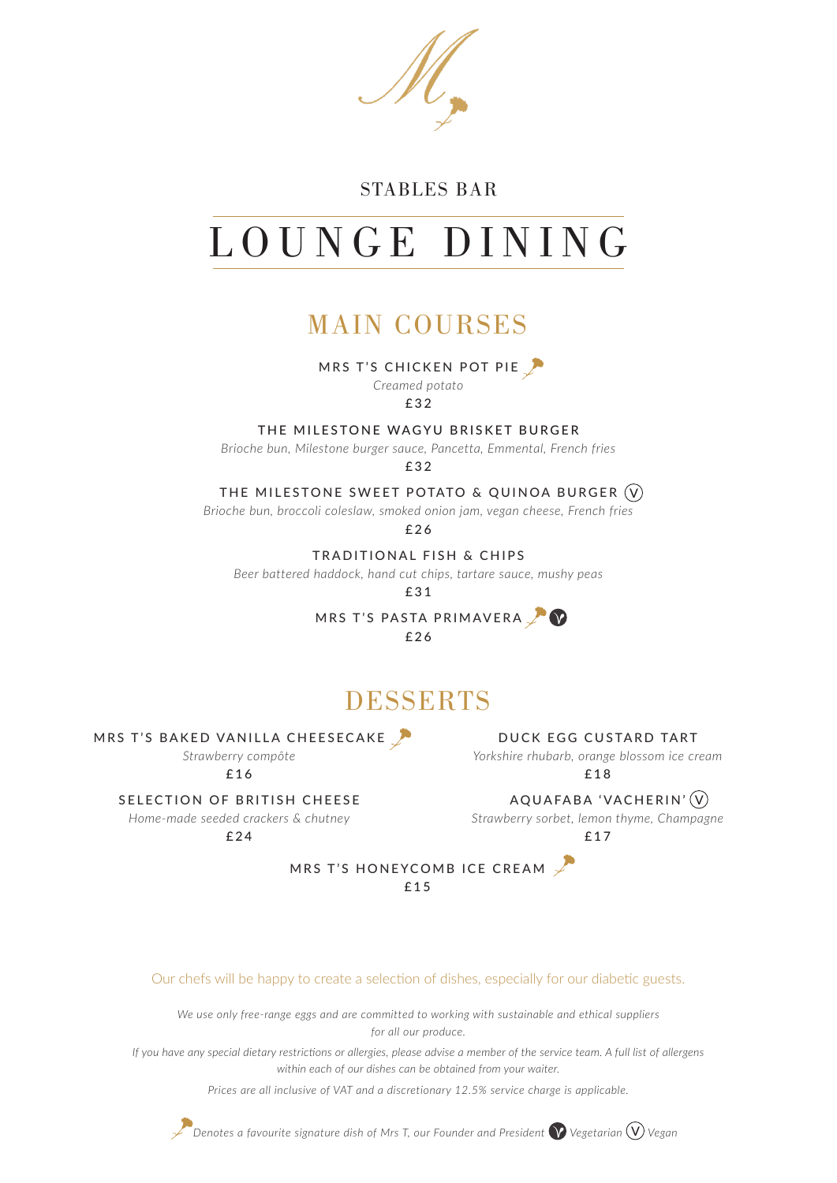STABLES BAR

# LOUNGE DINING

## MAIN COURSES

**MRS T'S CHICKEN POT PIE** 🌸
*Creamed potato*
£32

**THE MILESTONE WAGYU BRISKET BURGER**
*Brioche bun, Milestone burger sauce, Pancetta, Emmental, French fries*
£32

**THE MILESTONE SWEET POTATO & QUINOA BURGER** (V)
*Brioche bun, broccoli coleslaw, smoked onion jam, vegan cheese, French fries*
£26

**TRADITIONAL FISH & CHIPS**
*Beer battered haddock, hand cut chips, tartare sauce, mushy peas*
£31

**MRS T'S PASTA PRIMAVERA** 🌸 (Vegetarian)
£26

## DESSERTS

**MRS T'S BAKED VANILLA CHEESECAKE** 🌸
*Strawberry compôte*
£16

**SELECTION OF BRITISH CHEESE**
*Home-made seeded crackers & chutney*
£24

**DUCK EGG CUSTARD TART**
*Yorkshire rhubarb, orange blossom ice cream*
£18

**AQUAFABA 'VACHERIN'** (V)
*Strawberry sorbet, lemon thyme, Champagne*
£17

**MRS T'S HONEYCOMB ICE CREAM** 🌸
£15

Our chefs will be happy to create a selection of dishes, especially for our diabetic guests.

*We use only free-range eggs and are committed to working with sustainable and ethical suppliers for all our produce.*

*If you have any special dietary restrictions or allergies, please advise a member of the service team. A full list of allergens within each of our dishes can be obtained from your waiter.*

*Prices are all inclusive of VAT and a discretionary 12.5% service charge is applicable.*

🌸 *Denotes a favourite signature dish of Mrs T, our Founder and President* (Vegetarian symbol) *Vegetarian* (V) *Vegan*